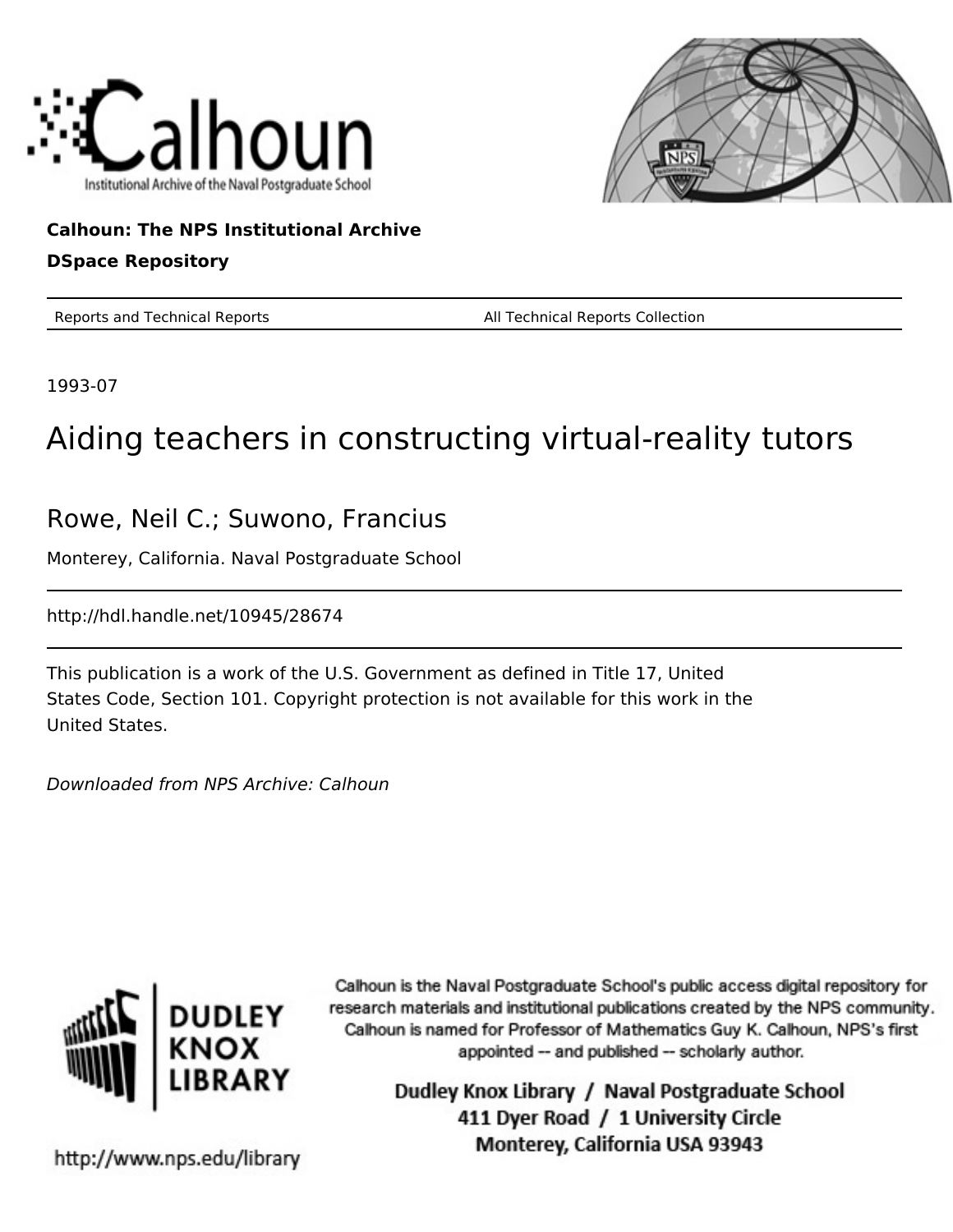Calhoun

Institutional Archive of the Naval Postgraduate School

**Calhoun: The NPS Institutional Archive**

**DSpace Repository**

Reports and Technical Reports — All Technical Reports Collection

1993-07

# Aiding teachers in constructing virtual-reality tutors

Rowe, Neil C.; Suwono, Francius

Monterey, California. Naval Postgraduate School

http://hdl.handle.net/10945/28674

This publication is a work of the U.S. Government as defined in Title 17, United States Code, Section 101. Copyright protection is not available for this work in the United States.

*Downloaded from NPS Archive: Calhoun*

DUDLEY KNOX LIBRARY

Calhoun is the Naval Postgraduate School's public access digital repository for research materials and institutional publications created by the NPS community. Calhoun is named for Professor of Mathematics Guy K. Calhoun, NPS's first appointed -- and published -- scholarly author.

Dudley Knox Library / Naval Postgraduate School
411 Dyer Road / 1 University Circle
Monterey, California USA 93943

http://www.nps.edu/library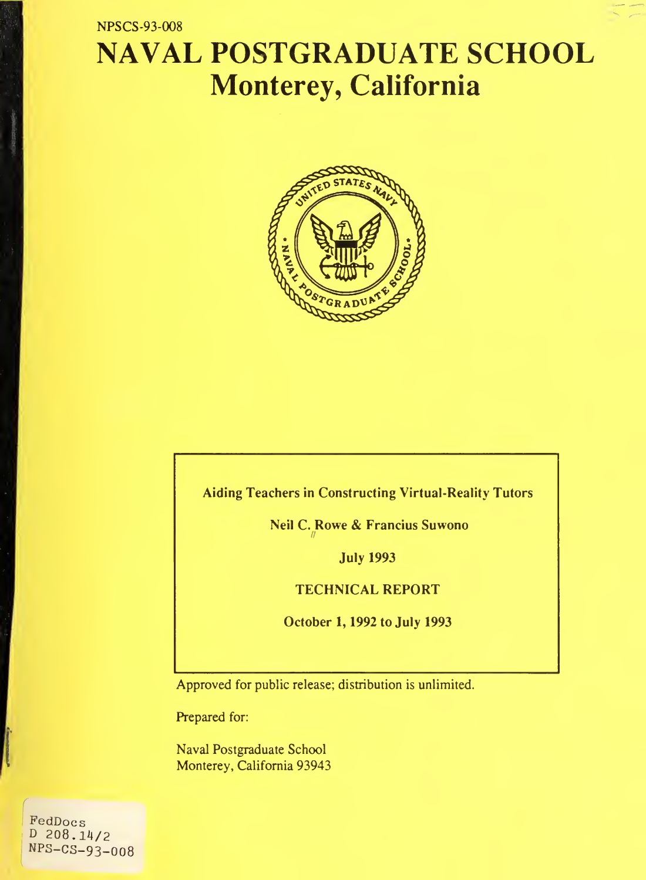NPSCS-93-008

# NAVAL POSTGRADUATE SCHOOL
## Monterey, California

**Aiding Teachers in Constructing Virtual-Reality Tutors**

**Neil C. Rowe & Francius Suwono**

**July 1993**

**TECHNICAL REPORT**

**October 1, 1992 to July 1993**

Approved for public release; distribution is unlimited.

Prepared for:

Naval Postgraduate School
Monterey, California 93943

FedDocs
D 208.14/2
NPS-CS-93-008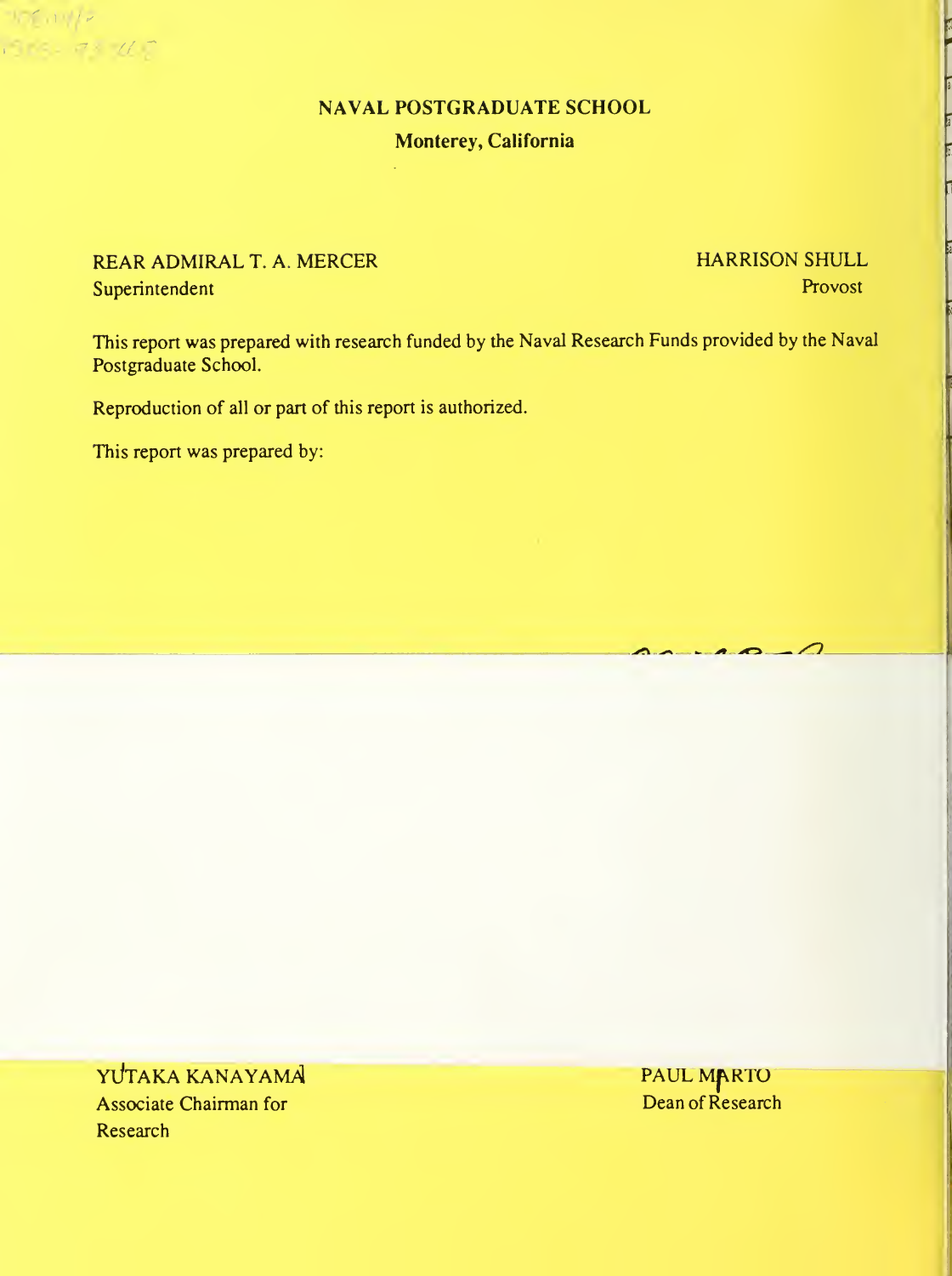# NAVAL POSTGRADUATE SCHOOL

**Monterey, California**

REAR ADMIRAL T. A. MERCER
Superintendent

HARRISON SHULL
Provost

This report was prepared with research funded by the Naval Research Funds provided by the Naval Postgraduate School.

Reproduction of all or part of this report is authorized.

This report was prepared by:

YUTAKA KANAYAMA
Associate Chairman for Research

PAUL MARTO
Dean of Research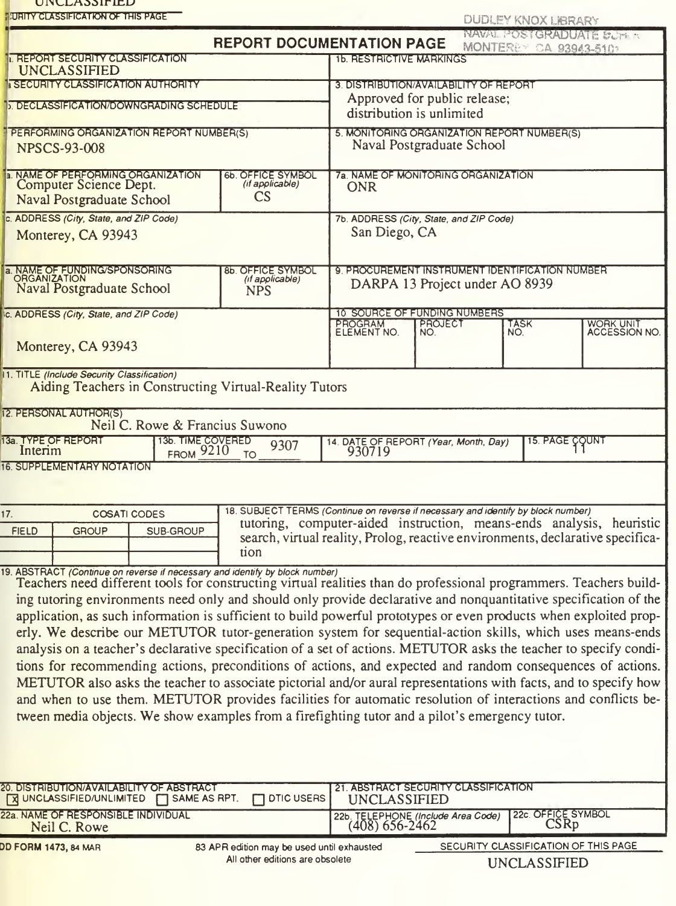UNCLASSIFIED

SECURITY CLASSIFICATION OF THIS PAGE

DUDLEY KNOX LIBRARY
NAVAL POSTGRADUATE SCHOOL
MONTEREY CA 93943-5101

# REPORT DOCUMENTATION PAGE

| | |
|---|---|
| 1a. REPORT SECURITY CLASSIFICATION<br>UNCLASSIFIED | 1b. RESTRICTIVE MARKINGS |
| 2a. SECURITY CLASSIFICATION AUTHORITY | 3. DISTRIBUTION/AVAILABILITY OF REPORT<br>Approved for public release;<br>distribution is unlimited |
| 2b. DECLASSIFICATION/DOWNGRADING SCHEDULE | |
| 4. PERFORMING ORGANIZATION REPORT NUMBER(S)<br>NPSCS-93-008 | 5. MONITORING ORGANIZATION REPORT NUMBER(S)<br>Naval Postgraduate School |
| 6a. NAME OF PERFORMING ORGANIZATION<br>Computer Science Dept.<br>Naval Postgraduate School<br>6b. OFFICE SYMBOL (if applicable)<br>CS | 7a. NAME OF MONITORING ORGANIZATION<br>ONR |
| 6c. ADDRESS (City, State, and ZIP Code)<br>Monterey, CA 93943 | 7b. ADDRESS (City, State, and ZIP Code)<br>San Diego, CA |
| 8a. NAME OF FUNDING/SPONSORING ORGANIZATION<br>Naval Postgraduate School<br>8b. OFFICE SYMBOL (if applicable)<br>NPS | 9. PROCUREMENT INSTRUMENT IDENTIFICATION NUMBER<br>DARPA 13 Project under AO 8939 |
| 8c. ADDRESS (City, State, and ZIP Code)<br>Monterey, CA 93943 | 10. SOURCE OF FUNDING NUMBERS<br>PROGRAM ELEMENT NO. / PROJECT NO. / TASK NO. / WORK UNIT ACCESSION NO. |

11. TITLE (Include Security Classification)
Aiding Teachers in Constructing Virtual-Reality Tutors

12. PERSONAL AUTHOR(S)
Neil C. Rowe & Francius Suwono

| 13a. TYPE OF REPORT | 13b. TIME COVERED | 14. DATE OF REPORT (Year, Month, Day) | 15. PAGE COUNT |
|---|---|---|---|
| Interim | FROM 9210 TO 9307 | 930719 | 11 |

16. SUPPLEMENTARY NOTATION

| 17. COSATI CODES | | | 18. SUBJECT TERMS (Continue on reverse if necessary and identify by block number) |
|---|---|---|---|
| FIELD | GROUP | SUB-GROUP | tutoring, computer-aided instruction, means-ends analysis, heuristic search, virtual reality, Prolog, reactive environments, declarative specification |

19. ABSTRACT (Continue on reverse if necessary and identify by block number)

Teachers need different tools for constructing virtual realities than do professional programmers. Teachers building tutoring environments need only and should only provide declarative and nonquantitative specification of the application, as such information is sufficient to build powerful prototypes or even products when exploited properly. We describe our METUTOR tutor-generation system for sequential-action skills, which uses means-ends analysis on a teacher's declarative specification of a set of actions. METUTOR asks the teacher to specify conditions for recommending actions, preconditions of actions, and expected and random consequences of actions. METUTOR also asks the teacher to associate pictorial and/or aural representations with facts, and to specify how and when to use them. METUTOR provides facilities for automatic resolution of interactions and conflicts between media objects. We show examples from a firefighting tutor and a pilot's emergency tutor.

| | |
|---|---|
| 20. DISTRIBUTION/AVAILABILITY OF ABSTRACT<br>[X] UNCLASSIFIED/UNLIMITED [ ] SAME AS RPT. [ ] DTIC USERS | 21. ABSTRACT SECURITY CLASSIFICATION<br>UNCLASSIFIED |
| 22a. NAME OF RESPONSIBLE INDIVIDUAL<br>Neil C. Rowe | 22b. TELEPHONE (Include Area Code)<br>(408) 656-2462<br>22c. OFFICE SYMBOL<br>CSRp |

DD FORM 1473, 84 MAR — 83 APR edition may be used until exhausted. All other editions are obsolete

SECURITY CLASSIFICATION OF THIS PAGE
UNCLASSIFIED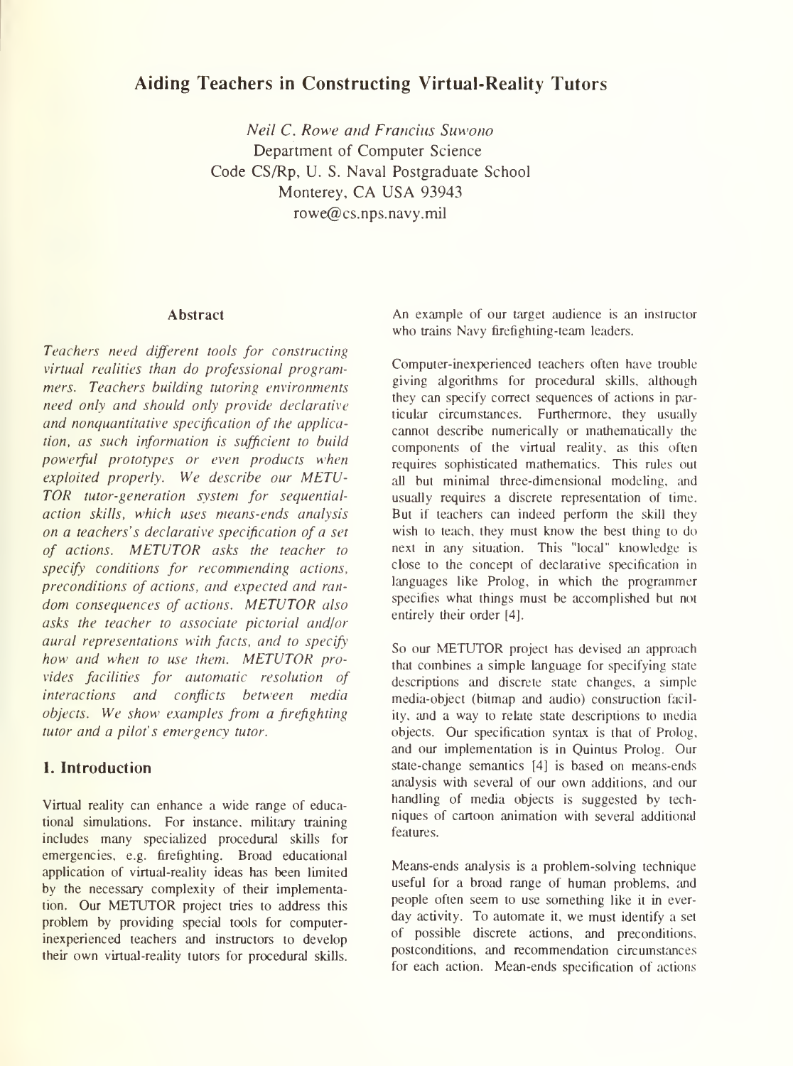# Aiding Teachers in Constructing Virtual-Reality Tutors

*Neil C. Rowe and Francius Suwono*
Department of Computer Science
Code CS/Rp, U. S. Naval Postgraduate School
Monterey, CA USA 93943
rowe@cs.nps.navy.mil

### Abstract

*Teachers need different tools for constructing virtual realities than do professional programmers. Teachers building tutoring environments need only and should only provide declarative and nonquantitative specification of the application, as such information is sufficient to build powerful prototypes or even products when exploited properly. We describe our METUTOR tutor-generation system for sequential-action skills, which uses means-ends analysis on a teachers's declarative specification of a set of actions. METUTOR asks the teacher to specify conditions for recommending actions, preconditions of actions, and expected and random consequences of actions. METUTOR also asks the teacher to associate pictorial and/or aural representations with facts, and to specify how and when to use them. METUTOR provides facilities for automatic resolution of interactions and conflicts between media objects. We show examples from a firefighting tutor and a pilot's emergency tutor.*

## 1. Introduction

Virtual reality can enhance a wide range of educational simulations. For instance, military training includes many specialized procedural skills for emergencies, e.g. firefighting. Broad educational application of virtual-reality ideas has been limited by the necessary complexity of their implementation. Our METUTOR project tries to address this problem by providing special tools for computer-inexperienced teachers and instructors to develop their own virtual-reality tutors for procedural skills. An example of our target audience is an instructor who trains Navy firefighting-team leaders.

Computer-inexperienced teachers often have trouble giving algorithms for procedural skills, although they can specify correct sequences of actions in particular circumstances. Furthermore, they usually cannot describe numerically or mathematically the components of the virtual reality, as this often requires sophisticated mathematics. This rules out all but minimal three-dimensional modeling, and usually requires a discrete representation of time. But if teachers can indeed perform the skill they wish to teach, they must know the best thing to do next in any situation. This "local" knowledge is close to the concept of declarative specification in languages like Prolog, in which the programmer specifies what things must be accomplished but not entirely their order [4].

So our METUTOR project has devised an approach that combines a simple language for specifying state descriptions and discrete state changes, a simple media-object (bitmap and audio) construction facility, and a way to relate state descriptions to media objects. Our specification syntax is that of Prolog, and our implementation is in Quintus Prolog. Our state-change semantics [4] is based on means-ends analysis with several of our own additions, and our handling of media objects is suggested by techniques of cartoon animation with several additional features.

Means-ends analysis is a problem-solving technique useful for a broad range of human problems, and people often seem to use something like it in everyday activity. To automate it, we must identify a set of possible discrete actions, and preconditions, postconditions, and recommendation circumstances for each action. Mean-ends specification of actions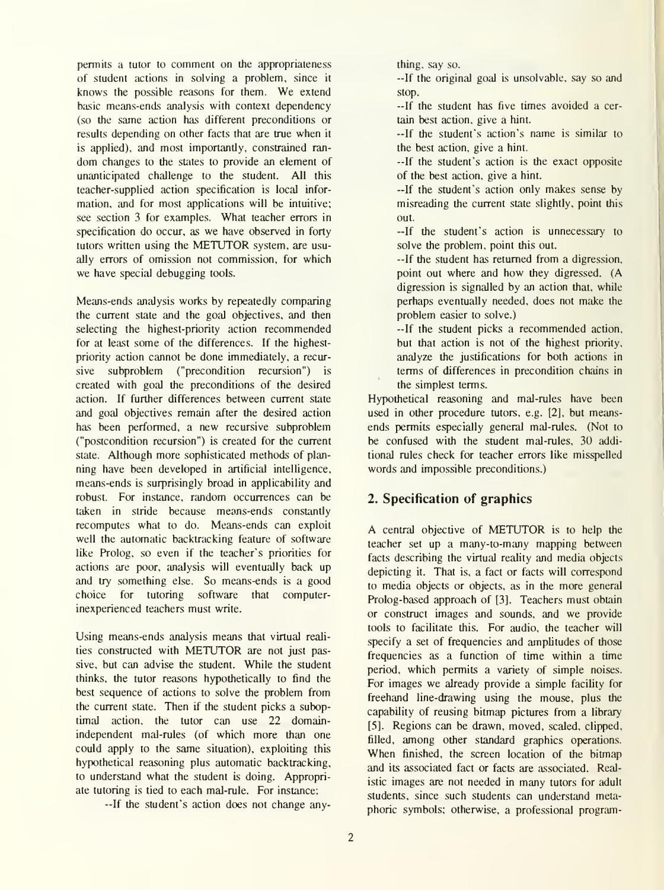permits a tutor to comment on the appropriateness of student actions in solving a problem, since it knows the possible reasons for them. We extend basic means-ends analysis with context dependency (so the same action has different preconditions or results depending on other facts that are true when it is applied), and most importantly, constrained random changes to the states to provide an element of unanticipated challenge to the student. All this teacher-supplied action specification is local information, and for most applications will be intuitive; see section 3 for examples. What teacher errors in specification do occur, as we have observed in forty tutors written using the METUTOR system, are usually errors of omission not commission, for which we have special debugging tools.

Means-ends analysis works by repeatedly comparing the current state and the goal objectives, and then selecting the highest-priority action recommended for at least some of the differences. If the highest-priority action cannot be done immediately, a recursive subproblem ("precondition recursion") is created with goal the preconditions of the desired action. If further differences between current state and goal objectives remain after the desired action has been performed, a new recursive subproblem ("postcondition recursion") is created for the current state. Although more sophisticated methods of planning have been developed in artificial intelligence, means-ends is surprisingly broad in applicability and robust. For instance, random occurrences can be taken in stride because means-ends constantly recomputes what to do. Means-ends can exploit well the automatic backtracking feature of software like Prolog, so even if the teacher's priorities for actions are poor, analysis will eventually back up and try something else. So means-ends is a good choice for tutoring software that computer-inexperienced teachers must write.

Using means-ends analysis means that virtual realities constructed with METUTOR are not just passive, but can advise the student. While the student thinks, the tutor reasons hypothetically to find the best sequence of actions to solve the problem from the current state. Then if the student picks a suboptimal action, the tutor can use 22 domain-independent mal-rules (of which more than one could apply to the same situation), exploiting this hypothetical reasoning plus automatic backtracking, to understand what the student is doing. Appropriate tutoring is tied to each mal-rule. For instance:

--If the student's action does not change anything, say so.

--If the original goal is unsolvable, say so and stop.

--If the student has five times avoided a certain best action, give a hint.

--If the student's action's name is similar to the best action, give a hint.

--If the student's action is the exact opposite of the best action, give a hint.

--If the student's action only makes sense by misreading the current state slightly, point this out.

--If the student's action is unnecessary to solve the problem, point this out.

--If the student has returned from a digression, point out where and how they digressed. (A digression is signalled by an action that, while perhaps eventually needed, does not make the problem easier to solve.)

--If the student picks a recommended action, but that action is not of the highest priority, analyze the justifications for both actions in terms of differences in precondition chains in the simplest terms.

Hypothetical reasoning and mal-rules have been used in other procedure tutors, e.g. [2], but means-ends permits especially general mal-rules. (Not to be confused with the student mal-rules, 30 additional rules check for teacher errors like misspelled words and impossible preconditions.)

## 2. Specification of graphics

A central objective of METUTOR is to help the teacher set up a many-to-many mapping between facts describing the virtual reality and media objects depicting it. That is, a fact or facts will correspond to media objects or objects, as in the more general Prolog-based approach of [3]. Teachers must obtain or construct images and sounds, and we provide tools to facilitate this. For audio, the teacher will specify a set of frequencies and amplitudes of those frequencies as a function of time within a time period, which permits a variety of simple noises. For images we already provide a simple facility for freehand line-drawing using the mouse, plus the capability of reusing bitmap pictures from a library [5]. Regions can be drawn, moved, scaled, clipped, filled, among other standard graphics operations. When finished, the screen location of the bitmap and its associated fact or facts are associated. Realistic images are not needed in many tutors for adult students, since such students can understand metaphoric symbols; otherwise, a professional program-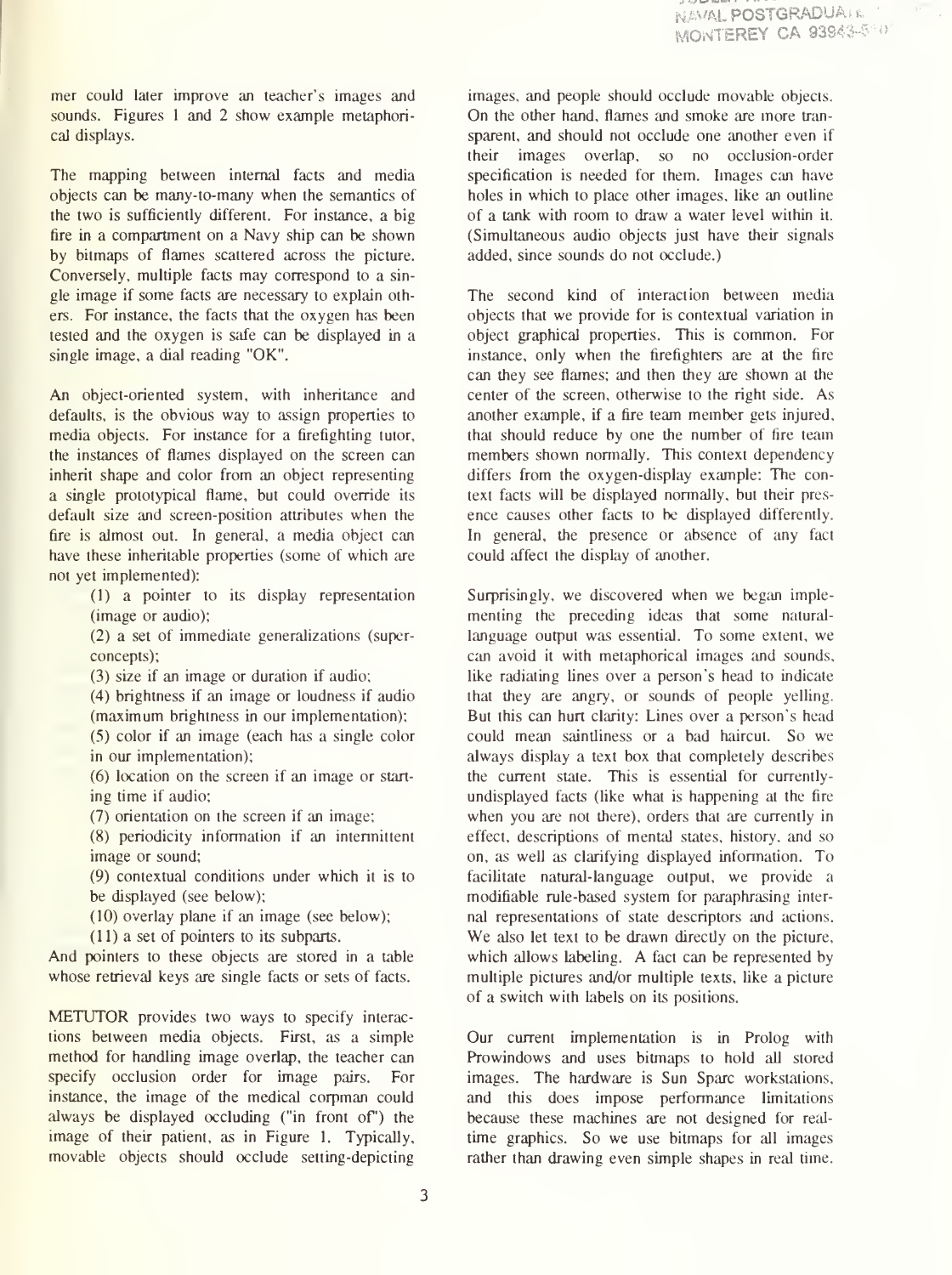mer could later improve an teacher's images and sounds. Figures 1 and 2 show example metaphorical displays.

The mapping between internal facts and media objects can be many-to-many when the semantics of the two is sufficiently different. For instance, a big fire in a compartment on a Navy ship can be shown by bitmaps of flames scattered across the picture. Conversely, multiple facts may correspond to a single image if some facts are necessary to explain others. For instance, the facts that the oxygen has been tested and the oxygen is safe can be displayed in a single image, a dial reading "OK".

An object-oriented system, with inheritance and defaults, is the obvious way to assign properties to media objects. For instance for a firefighting tutor, the instances of flames displayed on the screen can inherit shape and color from an object representing a single prototypical flame, but could override its default size and screen-position attributes when the fire is almost out. In general, a media object can have these inheritable properties (some of which are not yet implemented):

(1) a pointer to its display representation (image or audio);
(2) a set of immediate generalizations (superconcepts);
(3) size if an image or duration if audio;
(4) brightness if an image or loudness if audio (maximum brightness in our implementation);
(5) color if an image (each has a single color in our implementation);
(6) location on the screen if an image or starting time if audio;
(7) orientation on the screen if an image;
(8) periodicity information if an intermittent image or sound;
(9) contextual conditions under which it is to be displayed (see below);
(10) overlay plane if an image (see below);
(11) a set of pointers to its subparts.

And pointers to these objects are stored in a table whose retrieval keys are single facts or sets of facts.

METUTOR provides two ways to specify interactions between media objects. First, as a simple method for handling image overlap, the teacher can specify occlusion order for image pairs. For instance, the image of the medical corpman could always be displayed occluding ("in front of") the image of their patient, as in Figure 1. Typically, movable objects should occlude setting-depicting images, and people should occlude movable objects. On the other hand, flames and smoke are more transparent, and should not occlude one another even if their images overlap, so no occlusion-order specification is needed for them. Images can have holes in which to place other images, like an outline of a tank with room to draw a water level within it. (Simultaneous audio objects just have their signals added, since sounds do not occlude.)

The second kind of interaction between media objects that we provide for is contextual variation in object graphical properties. This is common. For instance, only when the firefighters are at the fire can they see flames; and then they are shown at the center of the screen, otherwise to the right side. As another example, if a fire team member gets injured, that should reduce by one the number of fire team members shown normally. This context dependency differs from the oxygen-display example: The context facts will be displayed normally, but their presence causes other facts to be displayed differently. In general, the presence or absence of any fact could affect the display of another.

Surprisingly, we discovered when we began implementing the preceding ideas that some natural-language output was essential. To some extent, we can avoid it with metaphorical images and sounds, like radiating lines over a person's head to indicate that they are angry, or sounds of people yelling. But this can hurt clarity: Lines over a person's head could mean saintliness or a bad haircut. So we always display a text box that completely describes the current state. This is essential for currently-undisplayed facts (like what is happening at the fire when you are not there), orders that are currently in effect, descriptions of mental states, history, and so on, as well as clarifying displayed information. To facilitate natural-language output, we provide a modifiable rule-based system for paraphrasing internal representations of state descriptors and actions. We also let text to be drawn directly on the picture, which allows labeling. A fact can be represented by multiple pictures and/or multiple texts, like a picture of a switch with labels on its positions.

Our current implementation is in Prolog with Prowindows and uses bitmaps to hold all stored images. The hardware is Sun Sparc workstations, and this does impose performance limitations because these machines are not designed for real-time graphics. So we use bitmaps for all images rather than drawing even simple shapes in real time.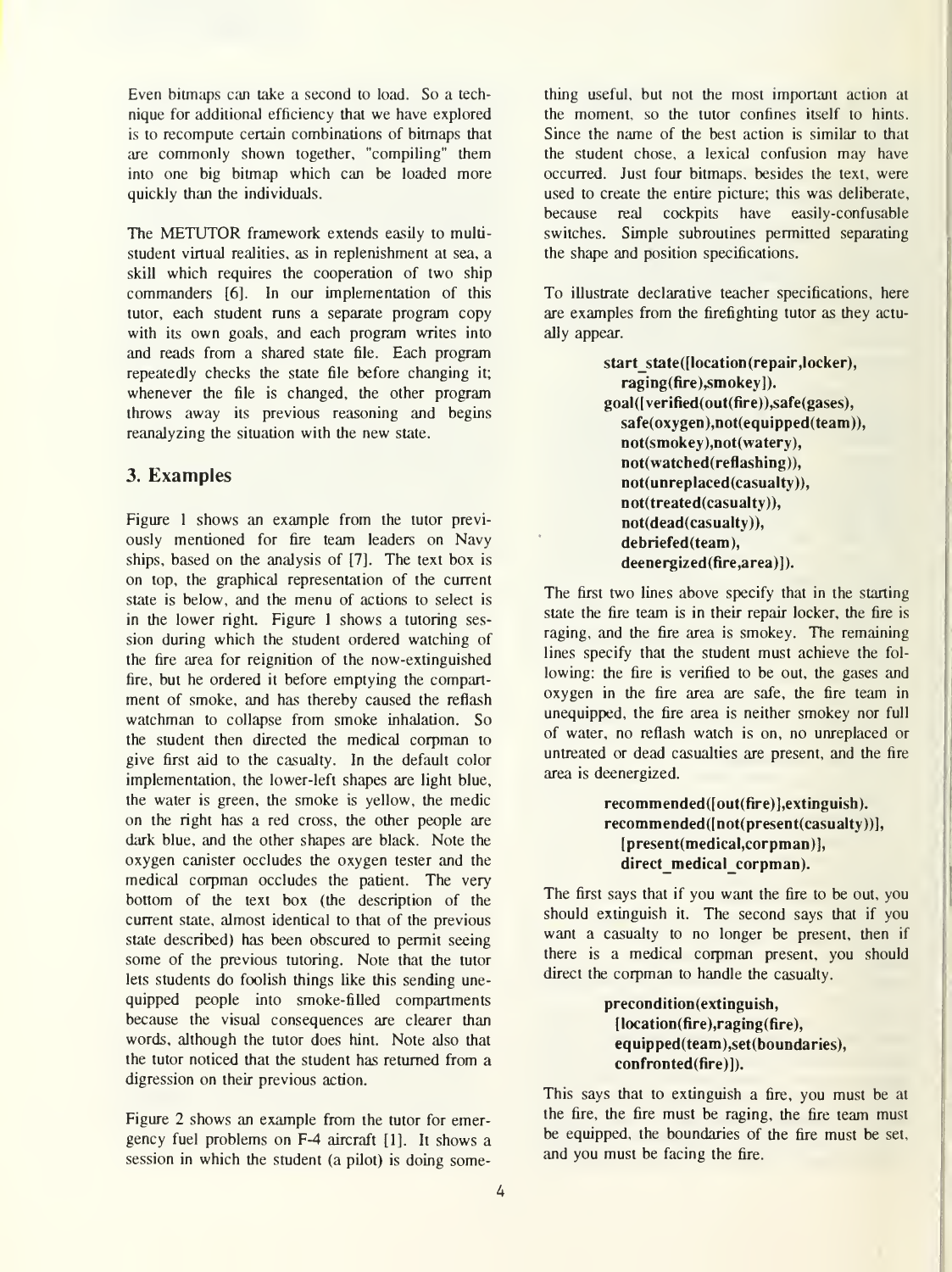Even bitmaps can take a second to load. So a technique for additional efficiency that we have explored is to recompute certain combinations of bitmaps that are commonly shown together, "compiling" them into one big bitmap which can be loaded more quickly than the individuals.

The METUTOR framework extends easily to multi-student virtual realities, as in replenishment at sea, a skill which requires the cooperation of two ship commanders [6]. In our implementation of this tutor, each student runs a separate program copy with its own goals, and each program writes into and reads from a shared state file. Each program repeatedly checks the state file before changing it; whenever the file is changed, the other program throws away its previous reasoning and begins reanalyzing the situation with the new state.

## 3. Examples

Figure 1 shows an example from the tutor previously mentioned for fire team leaders on Navy ships, based on the analysis of [7]. The text box is on top, the graphical representation of the current state is below, and the menu of actions to select is in the lower right. Figure 1 shows a tutoring session during which the student ordered watching of the fire area for reignition of the now-extinguished fire, but he ordered it before emptying the compartment of smoke, and has thereby caused the reflash watchman to collapse from smoke inhalation. So the student then directed the medical corpman to give first aid to the casualty. In the default color implementation, the lower-left shapes are light blue, the water is green, the smoke is yellow, the medic on the right has a red cross, the other people are dark blue, and the other shapes are black. Note the oxygen canister occludes the oxygen tester and the medical corpman occludes the patient. The very bottom of the text box (the description of the current state, almost identical to that of the previous state described) has been obscured to permit seeing some of the previous tutoring. Note that the tutor lets students do foolish things like this sending unequipped people into smoke-filled compartments because the visual consequences are clearer than words, although the tutor does hint. Note also that the tutor noticed that the student has returned from a digression on their previous action.

Figure 2 shows an example from the tutor for emergency fuel problems on F-4 aircraft [1]. It shows a session in which the student (a pilot) is doing something useful, but not the most important action at the moment, so the tutor confines itself to hints. Since the name of the best action is similar to that the student chose, a lexical confusion may have occurred. Just four bitmaps, besides the text, were used to create the entire picture; this was deliberate, because real cockpits have easily-confusable switches. Simple subroutines permitted separating the shape and position specifications.

To illustrate declarative teacher specifications, here are examples from the firefighting tutor as they actually appear.

```
start_state([location(repair,locker),
  raging(fire),smokey]).
goal([verified(out(fire)),safe(gases),
  safe(oxygen),not(equipped(team)),
  not(smokey),not(watery),
  not(watched(reflashing)),
  not(unreplaced(casualty)),
  not(treated(casualty)),
  not(dead(casualty)),
  debriefed(team),
  deenergized(fire,area)]).
```

The first two lines above specify that in the starting state the fire team is in their repair locker, the fire is raging, and the fire area is smokey. The remaining lines specify that the student must achieve the following: the fire is verified to be out, the gases and oxygen in the fire area are safe, the fire team in unequipped, the fire area is neither smokey nor full of water, no reflash watch is on, no unreplaced or untreated or dead casualties are present, and the fire area is deenergized.

```
recommended([out(fire)],extinguish).
recommended([not(present(casualty))],
  [present(medical,corpman)],
  direct_medical_corpman).
```

The first says that if you want the fire to be out, you should extinguish it. The second says that if you want a casualty to no longer be present, then if there is a medical corpman present, you should direct the corpman to handle the casualty.

```
precondition(extinguish,
  [location(fire),raging(fire),
  equipped(team),set(boundaries),
  confronted(fire)]).
```

This says that to extinguish a fire, you must be at the fire, the fire must be raging, the fire team must be equipped, the boundaries of the fire must be set, and you must be facing the fire.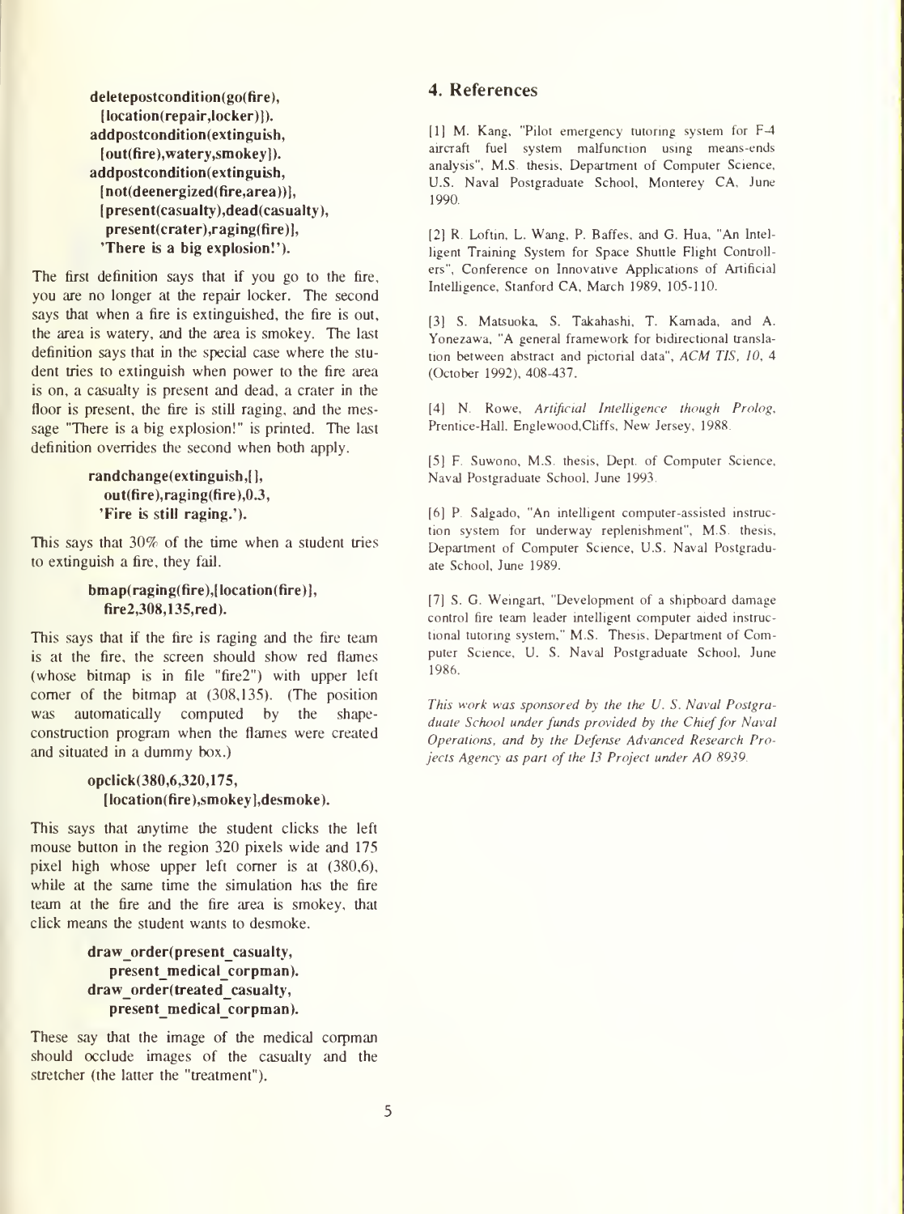```
deletepostcondition(go(fire),
  [location(repair,locker)]).
addpostcondition(extinguish,
  [out(fire),watery,smokey]).
addpostcondition(extinguish,
  [not(deenergized(fire,area))],
  [present(casualty),dead(casualty),
   present(crater),raging(fire)],
  'There is a big explosion!').
```

The first definition says that if you go to the fire, you are no longer at the repair locker. The second says that when a fire is extinguished, the fire is out, the area is watery, and the area is smokey. The last definition says that in the special case where the student tries to extinguish when power to the fire area is on, a casualty is present and dead, a crater in the floor is present, the fire is still raging, and the message "There is a big explosion!" is printed. The last definition overrides the second when both apply.

```
randchange(extinguish,[],
  out(fire),raging(fire),0.3,
  'Fire is still raging.').
```

This says that 30% of the time when a student tries to extinguish a fire, they fail.

```
bmap(raging(fire),[location(fire)],
  fire2,308,135,red).
```

This says that if the fire is raging and the fire team is at the fire, the screen should show red flames (whose bitmap is in file "fire2") with upper left corner of the bitmap at (308,135). (The position was automatically computed by the shape-construction program when the flames were created and situated in a dummy box.)

```
opclick(380,6,320,175,
  [location(fire),smokey],desmoke).
```

This says that anytime the student clicks the left mouse button in the region 320 pixels wide and 175 pixel high whose upper left corner is at (380,6), while at the same time the simulation has the fire team at the fire and the fire area is smokey, that click means the student wants to desmoke.

```
draw_order(present_casualty,
  present_medical_corpman).
draw_order(treated_casualty,
  present_medical_corpman).
```

These say that the image of the medical corpman should occlude images of the casualty and the stretcher (the latter the "treatment").

## 4. References

[1] M. Kang, "Pilot emergency tutoring system for F-4 aircraft fuel system malfunction using means-ends analysis", M.S. thesis, Department of Computer Science, U.S. Naval Postgraduate School, Monterey CA, June 1990.

[2] R. Loftin, L. Wang, P. Baffes, and G. Hua, "An Intelligent Training System for Space Shuttle Flight Controllers", Conference on Innovative Applications of Artificial Intelligence, Stanford CA, March 1989, 105-110.

[3] S. Matsuoka, S. Takahashi, T. Kamada, and A. Yonezawa, "A general framework for bidirectional translation between abstract and pictorial data", *ACM TIS, 10*, 4 (October 1992), 408-437.

[4] N. Rowe, *Artificial Intelligence though Prolog*, Prentice-Hall, Englewood,Cliffs, New Jersey, 1988.

[5] F. Suwono, M.S. thesis, Dept. of Computer Science, Naval Postgraduate School, June 1993.

[6] P. Salgado, "An intelligent computer-assisted instruction system for underway replenishment", M.S. thesis, Department of Computer Science, U.S. Naval Postgraduate School, June 1989.

[7] S. G. Weingart, "Development of a shipboard damage control fire team leader intelligent computer aided instructional tutoring system," M.S. Thesis, Department of Computer Science, U. S. Naval Postgraduate School, June 1986.

*This work was sponsored by the the U. S. Naval Postgraduate School under funds provided by the Chief for Naval Operations, and by the Defense Advanced Research Projects Agency as part of the I3 Project under AO 8939.*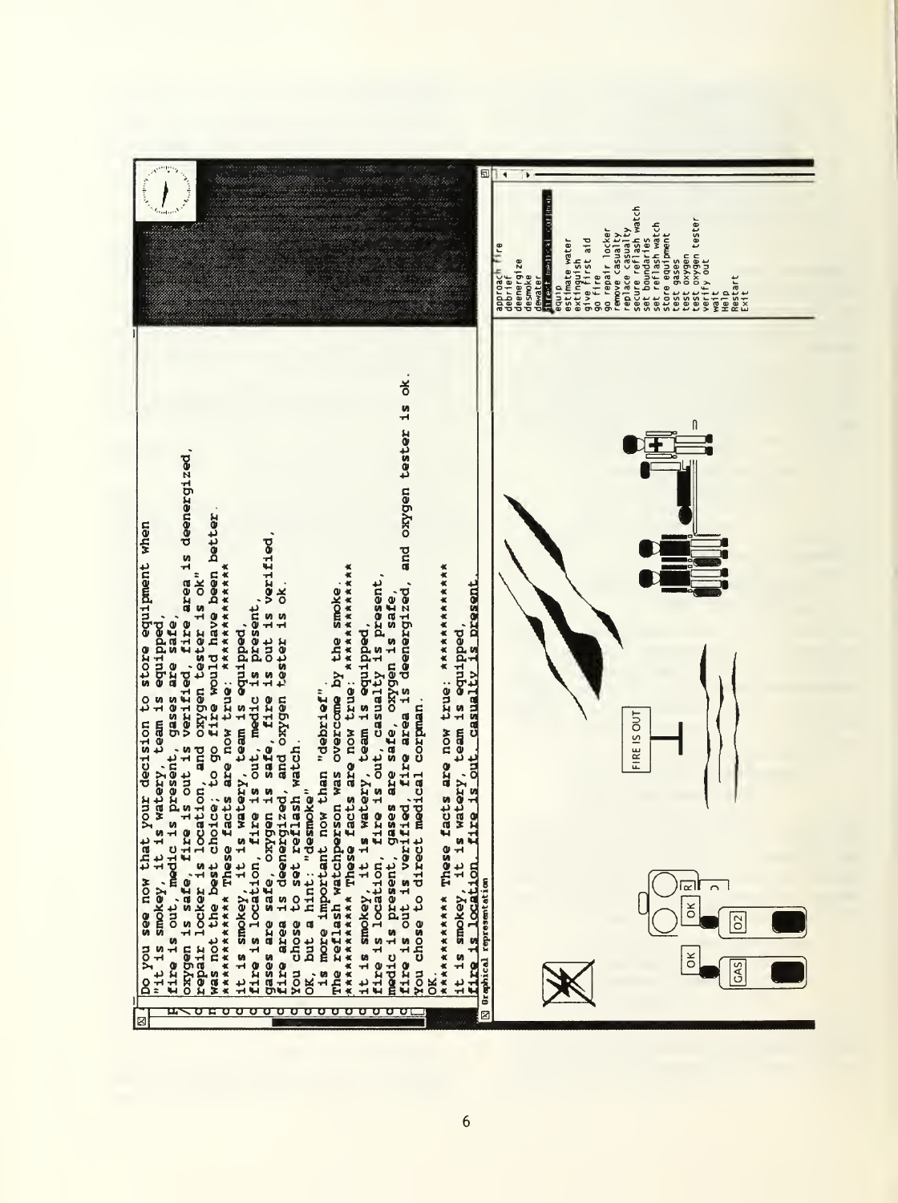```
Do you see now that your decision to store equipment when
"it is smokey, it is watery, team is equipped,
fire is out, medic is present, gases are safe,
oxygen is safe, fire is out is verified, fire area is deenergized,
repair locker is location, and oxygen tester is ok"
was not the best choice; to go fire would have been better.
************ These facts are now true: ************
it is smokey, it is watery, team is equipped,
fire is location, fire is out, medic is present,
gases are safe, oxygen is safe, fire is out is verified,
fire area is deenergized, and oxygen tester is ok.
You chose to set reflash watch.
OK, but a hint: "desmoke"
 is more important now than "debrief".
The reflash watchperson was overcome by the smoke.
************ These facts are now true: ************
it is smokey, it is watery, team is equipped,
fire is location, fire is out, casualty is present,
medic is present, gases are safe, oxygen is safe,
fire is out is verified, fire area is deenergized, and oxygen tester is ok.
You chose to direct medical corpman.
OK.
************ These facts are now true: ************
it is smokey, it is watery, team is equipped,
fire is location, fire is out, casualty is present.
```

Graphical representation

OK GAS

OK O2

FIRE IS OUT

- approach fire
- debrief
- deenergize
- desmoke
- dewater
- direct medical corpman
- equip
- estimate water
- extinguish
- give first aid
- go fire
- go repair locker
- remove casualty
- replace casualty
- secure reflash watch
- set boundaries
- set reflash watch
- store equipment
- test gases
- test oxygen
- test oxygen tester
- verify out
- wait
- Help
- Restart
- Exit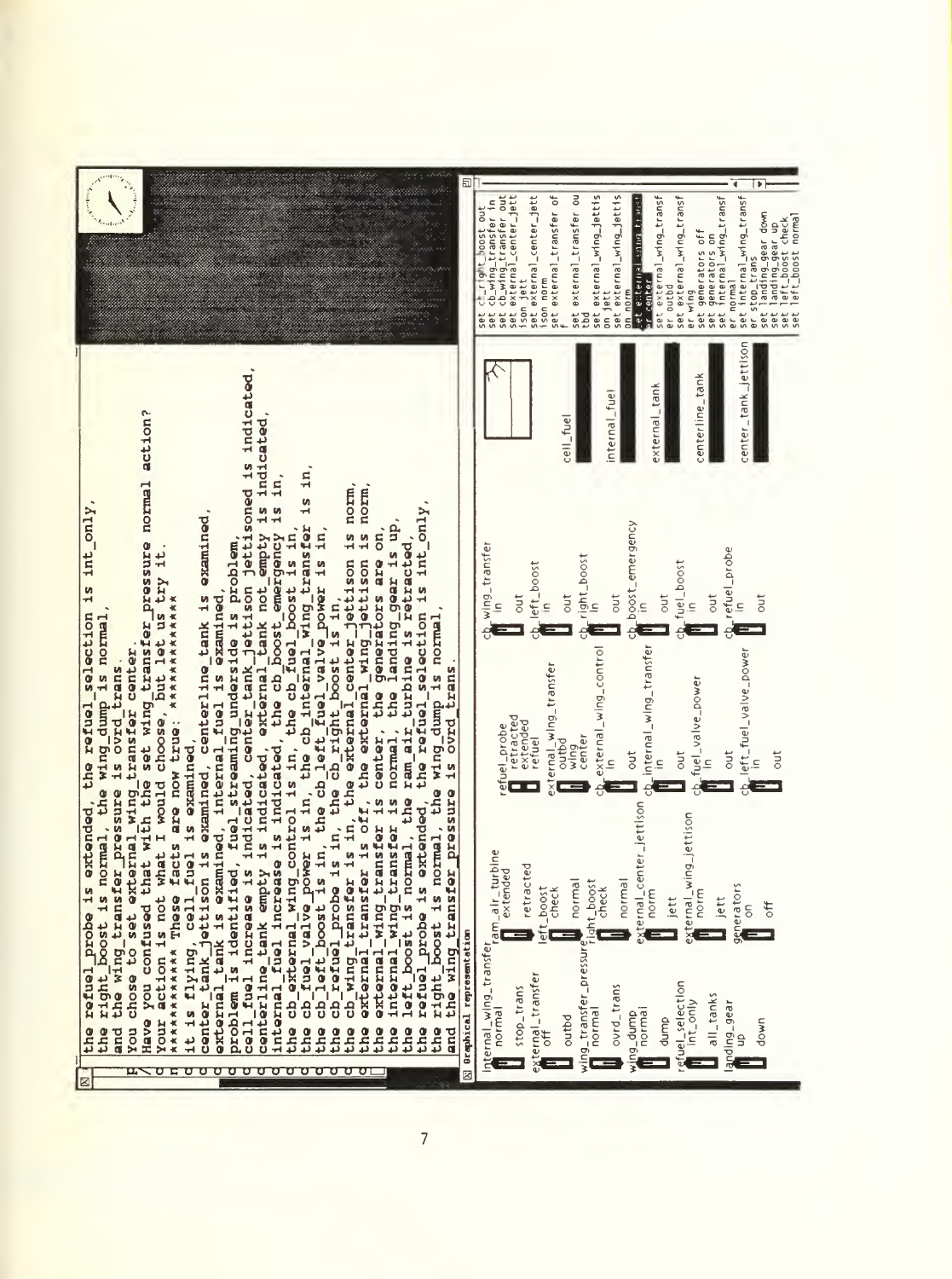```
the refuel_probe is extended, the refuel_selection is int_only,
the right_boost is normal, the wing_dump is normal,
and the wing_transfer_pressure is ovrd_trans.
You chose to set external_wing_transfer center.
Have you confused that with the set wing_transfer_pressure normal action?
Your action is not what I would choose, but let us try it.
*********** These facts are now true: ***********
it is flying, cell_fuel is examined,
center_tank_jettison is examined, centerline_tank is examined,
external_tank is examined, internal_fuel is examined,
problem is identified, fuel_streaming_underside is problem,
cell_fuel increase is indicated, center_tank_jettison jettisoned is indicated,
centerline_tank empty is indicated, external_tank not_empty is indicated,
internal_fuel increase is indicated, the cb_boost_emergency is in,
the cb_external_wing_control is in, the cb_fuel_boost is in,
the cb_fuel_valve_power is in, the cb_internal_wing_transfer is in,
the cb_left_boost is in, the cb_left_fuel_valve_power is in,
the cb_refuel_probe is in, the cb_right_boost is in,
the cb_wing_transfer is in, the external_center_jettison is norm,
the external_transfer is off, the external_wing_jettison is norm,
the external_wing_transfer is center, the generators are on,
the internal_wing_transfer is normal, the landing_gear is up,
the left_boost is normal, the ram_air_turbine is retracted,
the refuel_probe is extended, the refuel_selection is int_only,
the right_boost is normal, the wing_dump is normal,
and the wing_transfer_pressure is ovrd_trans.
```

**Graphical representation**

```
internal_wing_transfer: normal / stop_trans
external_transfer: off / outbd
wing_transfer_pressure: normal / ovrd_trans
wing_dump: normal / dump
refuel_selection: int_only / all_tanks
landing_gear: up / down

ram_air_turbine: extended / retracted
left_boost: check / normal
right_boost: check / normal
external_center_jettison: norm / jett
external_wing_jettison: norm / jett
generators: on / off

refuel_probe: retracted / extended / refuel
external_wing_transfer: outbd / wing / center
cb_external_wing_control: in / out
cb_internal_wing_transfer: in / out
cb_fuel_valve_power: in / out
cb_left_fuel_valve_power: in / out

cb_wing_transfer: in / out
cb_left_boost: in / out
cb_right_boost: in / out
cb_boost_emergency: in / out
cb_fuel_boost: in / out
cb_refuel_probe: in / out

cell_fuel
internal_fuel
external_tank
centerline_tank
center_tank_jettison
```

```
set cb_right_boost out
set cb_wing_transfer in
set cb_wing_transfer out
set external_center_jettison jett
set external_center_jettison norm
set external_transfer off
set external_transfer outbd
set external_wing_jettison jett
set external_wing_jettison norm
set external_wing_transfer center
set external_wing_transfer outbd
set external_wing_transfer wing
set generators off
set generators on
set internal_wing_transfer normal
set internal_wing_transfer stop_trans
set landing_gear down
set landing_gear up
set left_boost check
set left_boost normal
```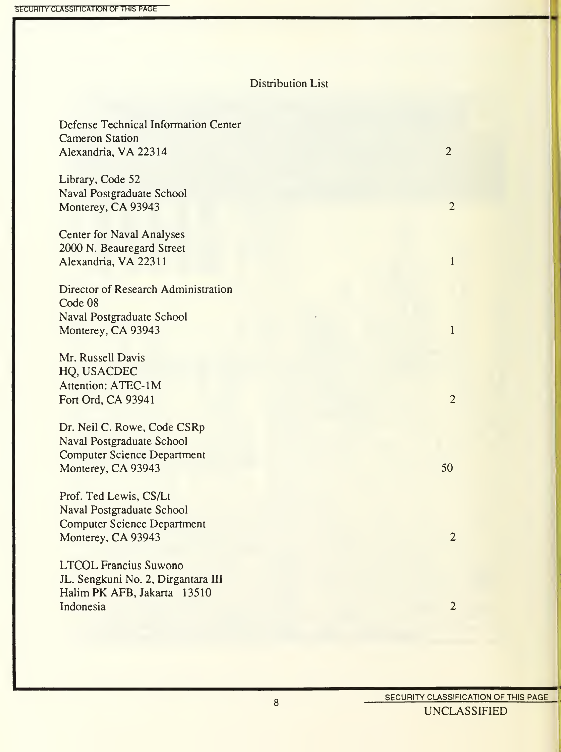# Distribution List

| | |
|---|---|
| Defense Technical Information Center<br>Cameron Station<br>Alexandria, VA 22314 | 2 |
| Library, Code 52<br>Naval Postgraduate School<br>Monterey, CA 93943 | 2 |
| Center for Naval Analyses<br>2000 N. Beauregard Street<br>Alexandria, VA 22311 | 1 |
| Director of Research Administration<br>Code 08<br>Naval Postgraduate School<br>Monterey, CA 93943 | 1 |
| Mr. Russell Davis<br>HQ, USACDEC<br>Attention: ATEC-1M<br>Fort Ord, CA 93941 | 2 |
| Dr. Neil C. Rowe, Code CSRp<br>Naval Postgraduate School<br>Computer Science Department<br>Monterey, CA 93943 | 50 |
| Prof. Ted Lewis, CS/Lt<br>Naval Postgraduate School<br>Computer Science Department<br>Monterey, CA 93943 | 2 |
| LTCOL Francius Suwono<br>JL. Sengkuni No. 2, Dirgantara III<br>Halim PK AFB, Jakarta 13510<br>Indonesia | 2 |

SECURITY CLASSIFICATION OF THIS PAGE

UNCLASSIFIED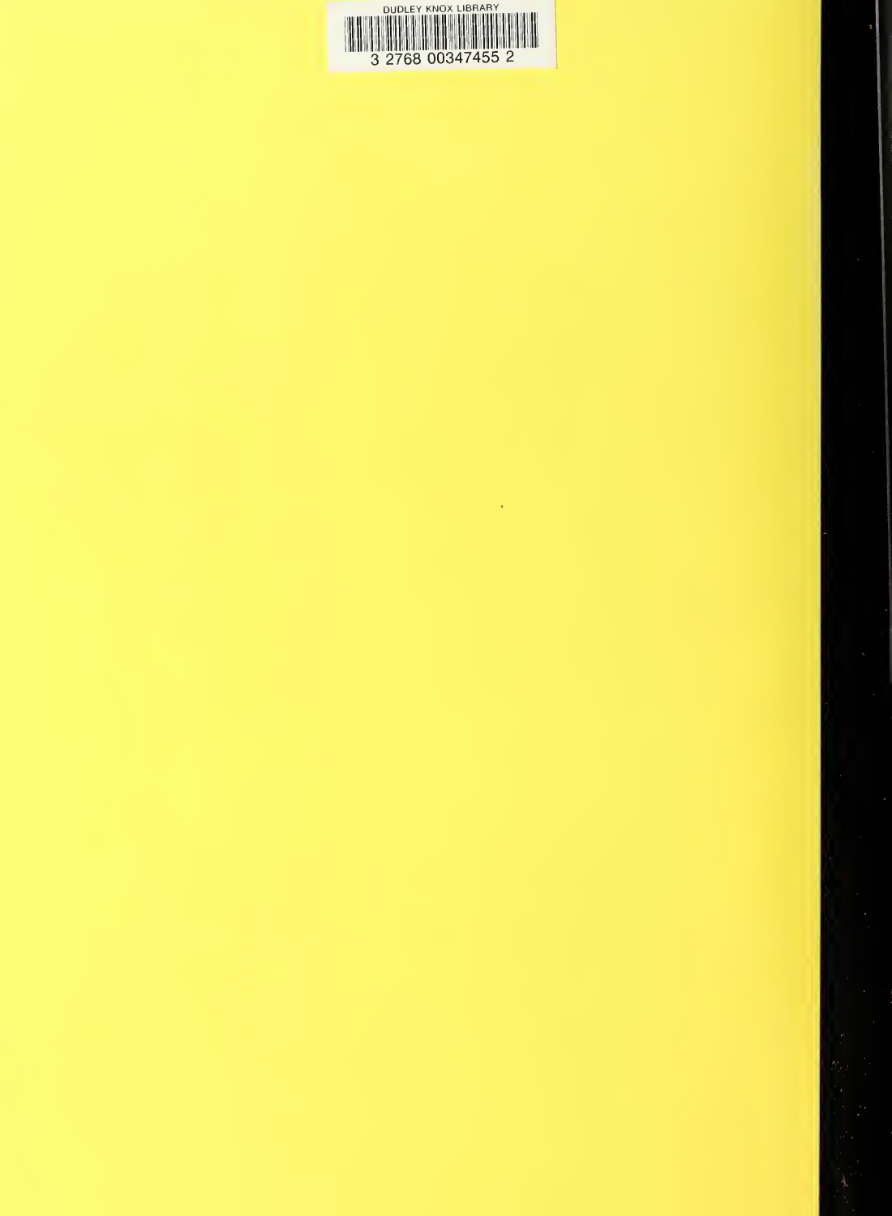DUDLEY KNOX LIBRARY

3 2768 00347455 2